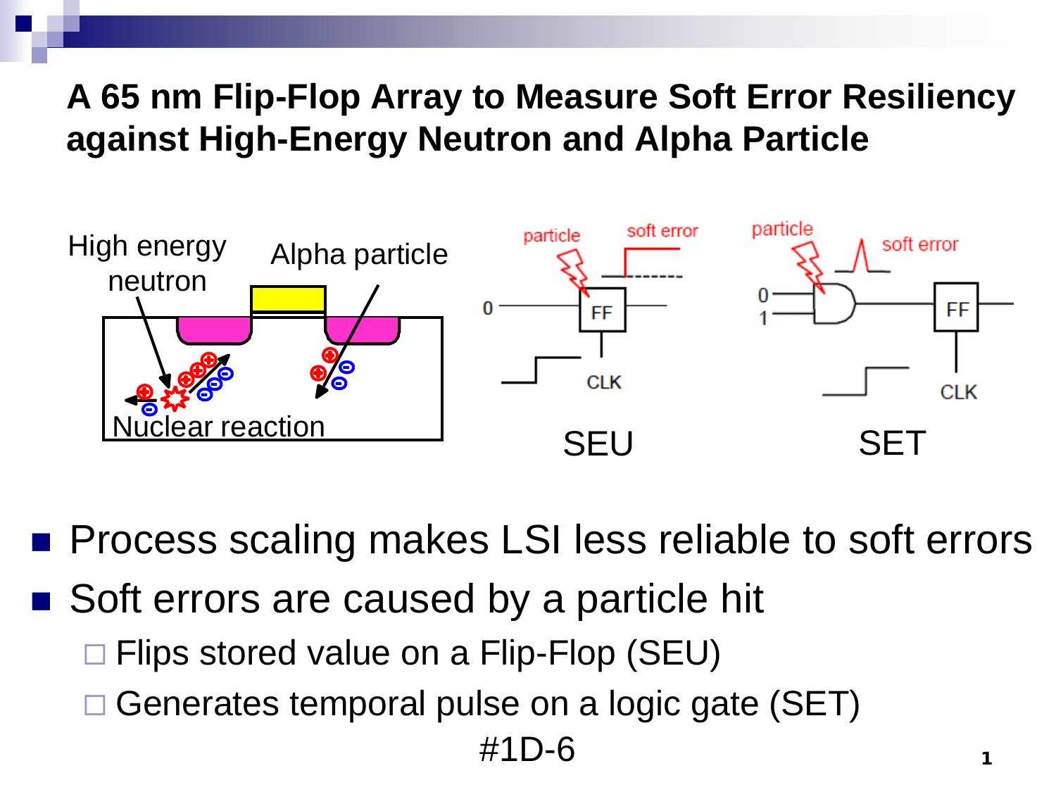# A 65 nm Flip-Flop Array to Measure Soft Error Resiliency against High-Energy Neutron and Alpha Particle

- Process scaling makes LSI less reliable to soft errors
- Soft errors are caused by a particle hit
  - Flips stored value on a Flip-Flop (SEU)
  - Generates temporal pulse on a logic gate (SET)

#1D-6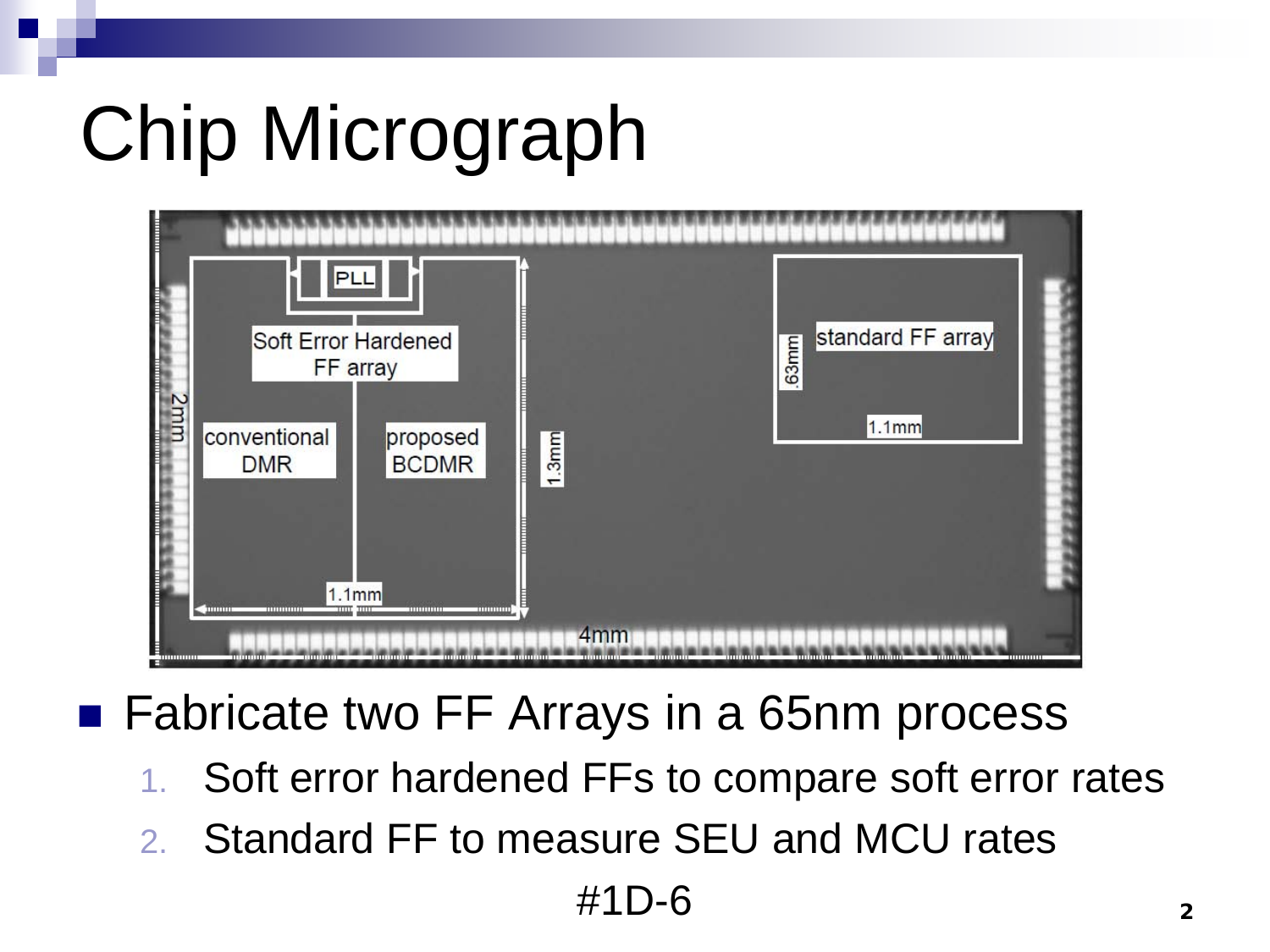# Chip Micrograph

- Fabricate two FF Arrays in a 65nm process
  1. Soft error hardened FFs to compare soft error rates
  2. Standard FF to measure SEU and MCU rates

#1D-6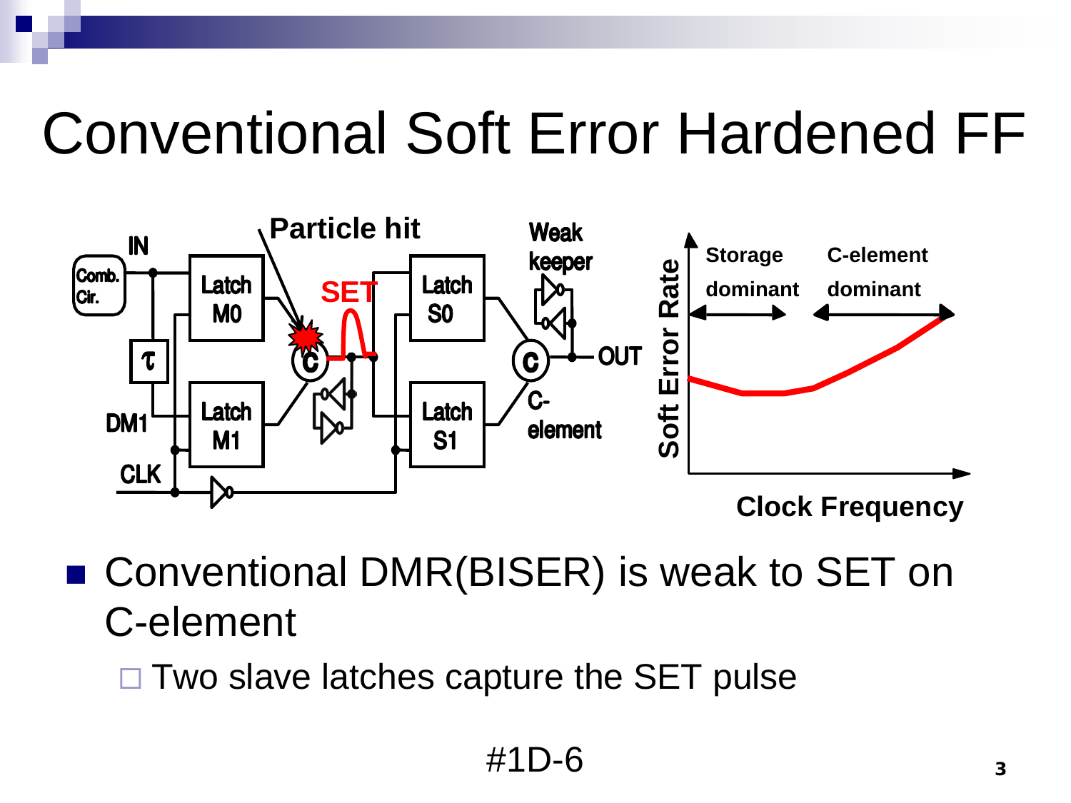# Conventional Soft Error Hardened FF

- Conventional DMR(BISER) is weak to SET on C-element
  - Two slave latches capture the SET pulse

#1D-6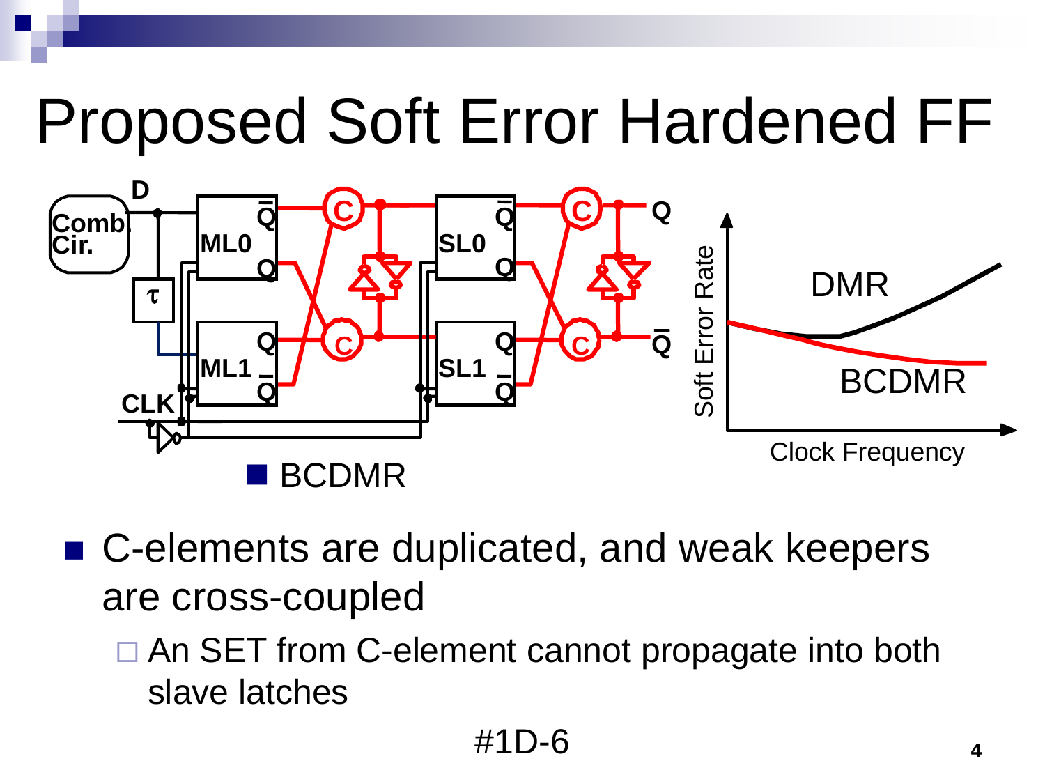# Proposed Soft Error Hardened FF

- BCDMR

- C-elements are duplicated, and weak keepers are cross-coupled
  - An SET from C-element cannot propagate into both slave latches

#1D-6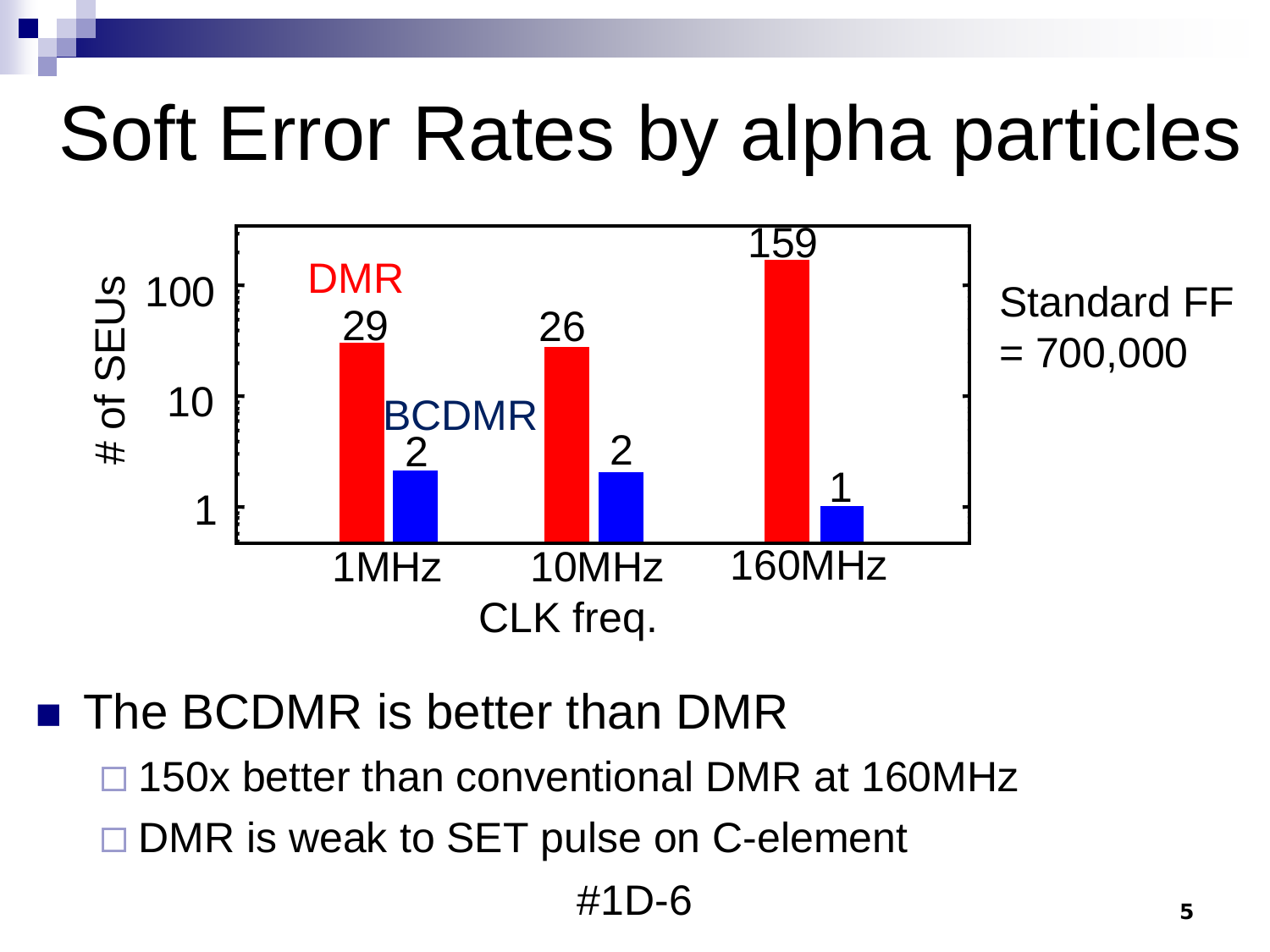# Soft Error Rates by alpha particles

| CLK freq. | DMR (# of SEUs) | BCDMR (# of SEUs) |
|---|---|---|
| 1MHz | 29 | 2 |
| 10MHz | 26 | 2 |
| 160MHz | 159 | 1 |

Standard FF = 700,000

- The BCDMR is better than DMR
  - 150x better than conventional DMR at 160MHz
  - DMR is weak to SET pulse on C-element

#1D-6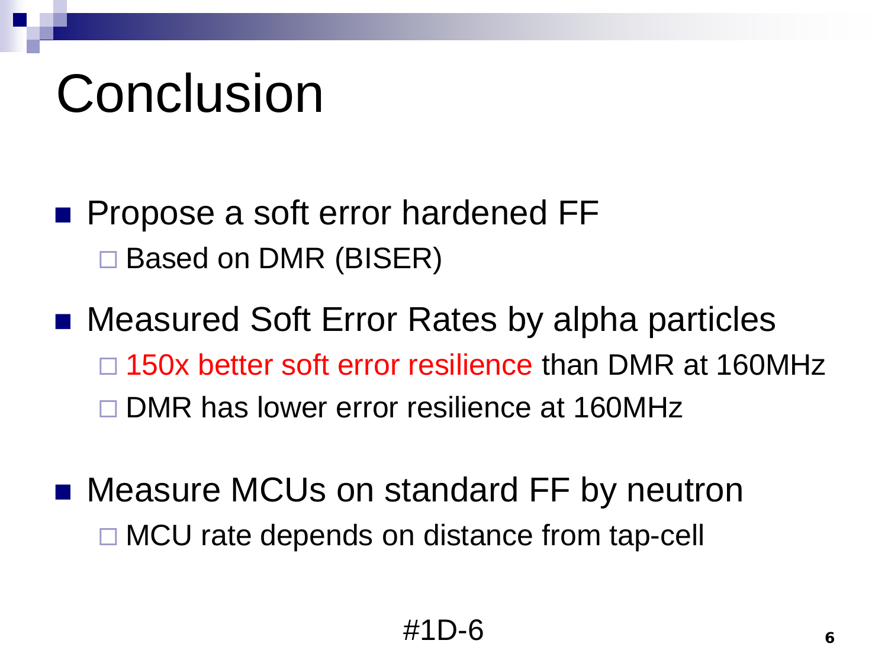# Conclusion

- Propose a soft error hardened FF
  - Based on DMR (BISER)
- Measured Soft Error Rates by alpha particles
  - 150x better soft error resilience than DMR at 160MHz
  - DMR has lower error resilience at 160MHz
- Measure MCUs on standard FF by neutron
  - MCU rate depends on distance from tap-cell

#1D-6